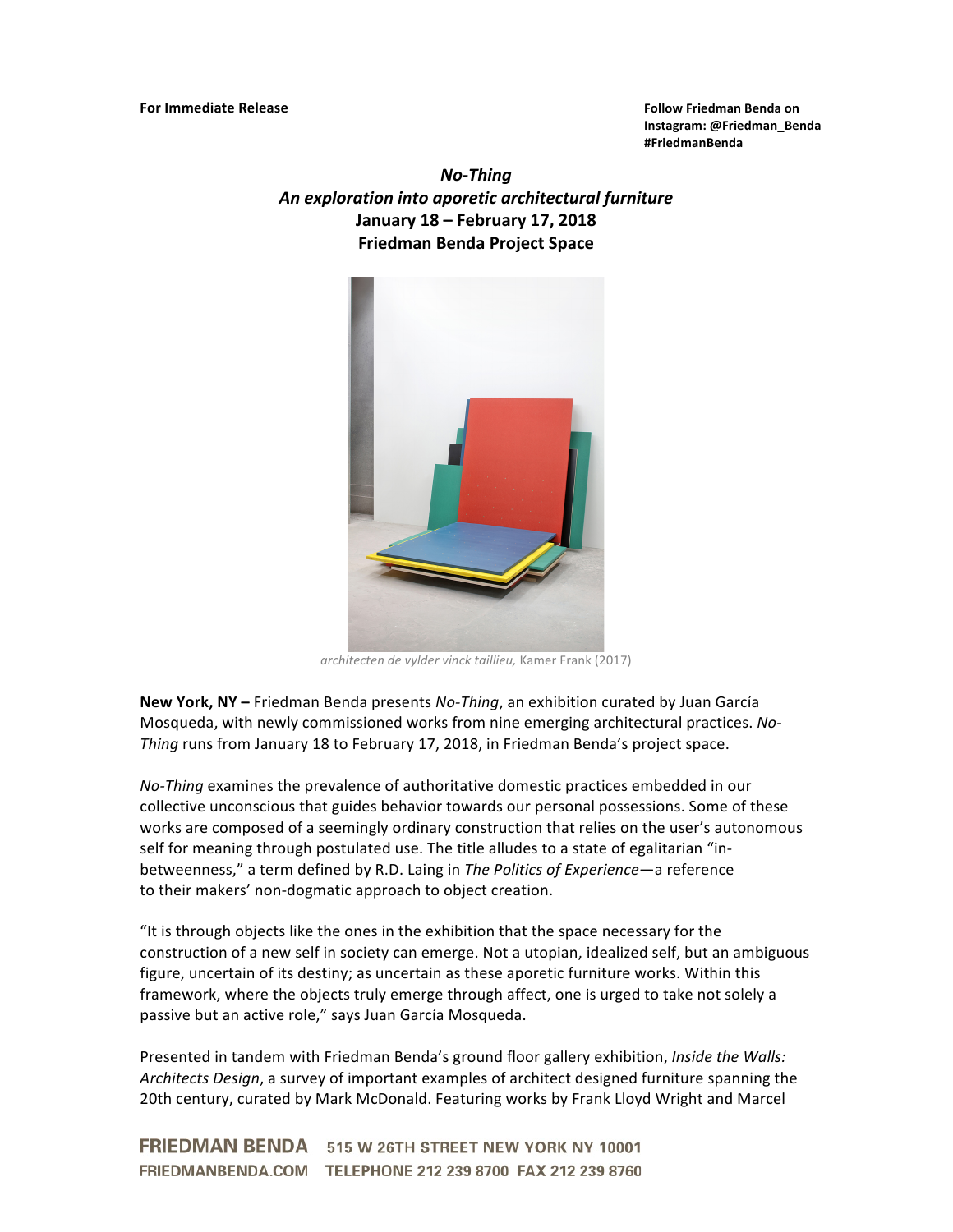**For Immediate Release**

**Follow Friedman Benda on Instagram: @Friedman_Benda #FriedmanBenda**

# *No-Thing*
## *An exploration into aporetic architectural furniture*
**January 18 – February 17, 2018**
**Friedman Benda Project Space**

*architecten de vylder vinck taillieu,* Kamer Frank (2017)

**New York, NY –** Friedman Benda presents *No-Thing*, an exhibition curated by Juan García Mosqueda, with newly commissioned works from nine emerging architectural practices. *No-Thing* runs from January 18 to February 17, 2018, in Friedman Benda's project space.

*No-Thing* examines the prevalence of authoritative domestic practices embedded in our collective unconscious that guides behavior towards our personal possessions. Some of these works are composed of a seemingly ordinary construction that relies on the user's autonomous self for meaning through postulated use. The title alludes to a state of egalitarian "in-betweenness," a term defined by R.D. Laing in *The Politics of Experience*—a reference to their makers' non-dogmatic approach to object creation.

"It is through objects like the ones in the exhibition that the space necessary for the construction of a new self in society can emerge. Not a utopian, idealized self, but an ambiguous figure, uncertain of its destiny; as uncertain as these aporetic furniture works. Within this framework, where the objects truly emerge through affect, one is urged to take not solely a passive but an active role," says Juan García Mosqueda.

Presented in tandem with Friedman Benda's ground floor gallery exhibition, *Inside the Walls: Architects Design*, a survey of important examples of architect designed furniture spanning the 20th century, curated by Mark McDonald. Featuring works by Frank Lloyd Wright and Marcel

FRIEDMAN BENDA 515 W 26TH STREET NEW YORK NY 10001
FRIEDMANBENDA.COM TELEPHONE 212 239 8700 FAX 212 239 8760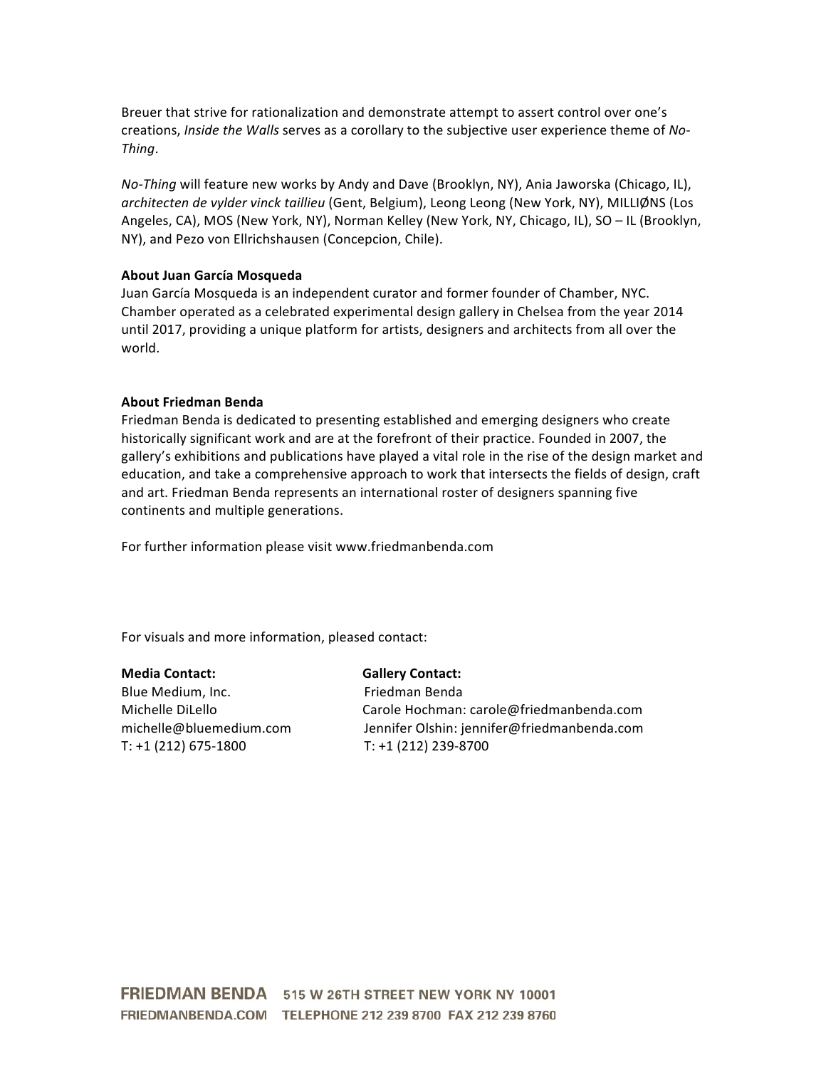Breuer that strive for rationalization and demonstrate attempt to assert control over one's creations, *Inside the Walls* serves as a corollary to the subjective user experience theme of *No-Thing*.

*No-Thing* will feature new works by Andy and Dave (Brooklyn, NY), Ania Jaworska (Chicago, IL), *architecten de vylder vinck taillieu* (Gent, Belgium), Leong Leong (New York, NY), MILLIØNS (Los Angeles, CA), MOS (New York, NY), Norman Kelley (New York, NY, Chicago, IL), SO – IL (Brooklyn, NY), and Pezo von Ellrichshausen (Concepcion, Chile).

**About Juan García Mosqueda**

Juan García Mosqueda is an independent curator and former founder of Chamber, NYC. Chamber operated as a celebrated experimental design gallery in Chelsea from the year 2014 until 2017, providing a unique platform for artists, designers and architects from all over the world.

**About Friedman Benda**

Friedman Benda is dedicated to presenting established and emerging designers who create historically significant work and are at the forefront of their practice. Founded in 2007, the gallery's exhibitions and publications have played a vital role in the rise of the design market and education, and take a comprehensive approach to work that intersects the fields of design, craft and art. Friedman Benda represents an international roster of designers spanning five continents and multiple generations.

For further information please visit www.friedmanbenda.com

For visuals and more information, pleased contact:

| | |
|---|---|
| **Media Contact:** | **Gallery Contact:** |
| Blue Medium, Inc. | Friedman Benda |
| Michelle DiLello | Carole Hochman: carole@friedmanbenda.com |
| michelle@bluemedium.com | Jennifer Olshin: jennifer@friedmanbenda.com |
| T: +1 (212) 675-1800 | T: +1 (212) 239-8700 |